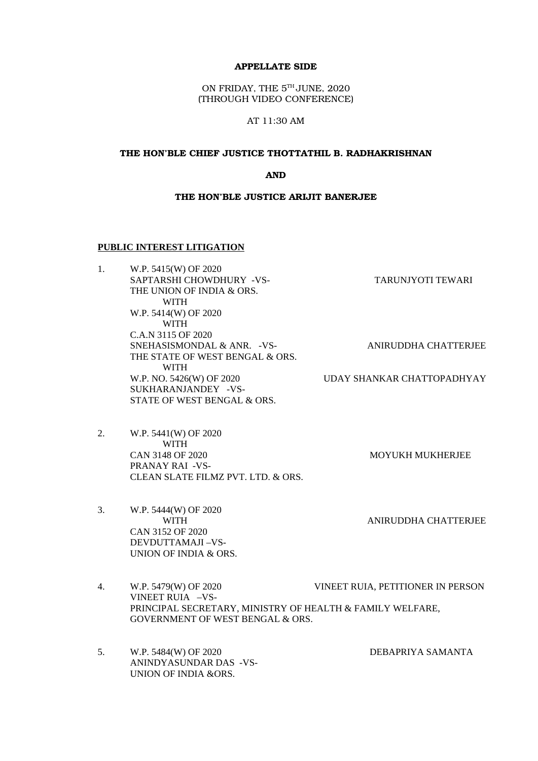**APPELLATE SIDE**

ON FRIDAY, THE 5TH JUNE, 2020
(THROUGH VIDEO CONFERENCE)

AT 11:30 AM

**THE HON'BLE CHIEF JUSTICE THOTTATHIL B. RADHAKRISHNAN**

**AND**

**THE HON'BLE JUSTICE ARIJIT BANERJEE**

**PUBLIC INTEREST LITIGATION**

1. W.P. 5415(W) OF 2020
   SAPTARSHI CHOWDHURY -VS- TARUNJYOTI TEWARI
   THE UNION OF INDIA & ORS.
   WITH
   W.P. 5414(W) OF 2020
   WITH
   C.A.N 3115 OF 2020
   SNEHASISMONDAL & ANR. -VS- ANIRUDDHA CHATTERJEE
   THE STATE OF WEST BENGAL & ORS.
   WITH
   W.P. NO. 5426(W) OF 2020 UDAY SHANKAR CHATTOPADHYAY
   SUKHARANJANDEY -VS-
   STATE OF WEST BENGAL & ORS.

2. W.P. 5441(W) OF 2020
   WITH
   CAN 3148 OF 2020 MOYUKH MUKHERJEE
   PRANAY RAI -VS-
   CLEAN SLATE FILMZ PVT. LTD. & ORS.

3. W.P. 5444(W) OF 2020
   WITH ANIRUDDHA CHATTERJEE
   CAN 3152 OF 2020
   DEVDUTTAMAJI –VS-
   UNION OF INDIA & ORS.

4. W.P. 5479(W) OF 2020 VINEET RUIA, PETITIONER IN PERSON
   VINEET RUIA –VS-
   PRINCIPAL SECRETARY, MINISTRY OF HEALTH & FAMILY WELFARE,
   GOVERNMENT OF WEST BENGAL & ORS.

5. W.P. 5484(W) OF 2020 DEBAPRIYA SAMANTA
   ANINDYASUNDAR DAS -VS-
   UNION OF INDIA &ORS.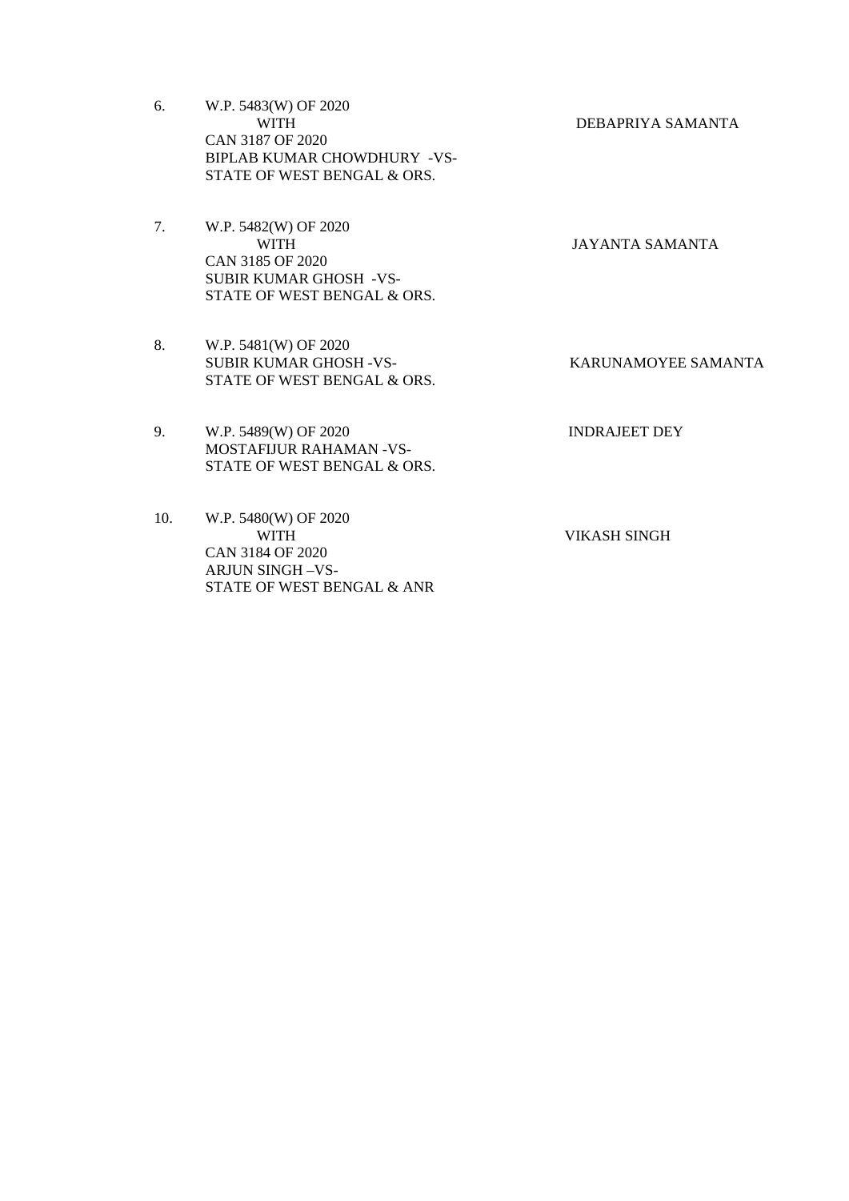6. W.P. 5483(W) OF 2020
   WITH
   CAN 3187 OF 2020
   BIPLAB KUMAR CHOWDHURY -VS-
   STATE OF WEST BENGAL & ORS.

   DEBAPRIYA SAMANTA

7. W.P. 5482(W) OF 2020
   WITH
   CAN 3185 OF 2020
   SUBIR KUMAR GHOSH -VS-
   STATE OF WEST BENGAL & ORS.

   JAYANTA SAMANTA

8. W.P. 5481(W) OF 2020
   SUBIR KUMAR GHOSH -VS-
   STATE OF WEST BENGAL & ORS.

   KARUNAMOYEE SAMANTA

9. W.P. 5489(W) OF 2020
   MOSTAFIJUR RAHAMAN -VS-
   STATE OF WEST BENGAL & ORS.

   INDRAJEET DEY

10. W.P. 5480(W) OF 2020
    WITH
    CAN 3184 OF 2020
    ARJUN SINGH –VS-
    STATE OF WEST BENGAL & ANR

    VIKASH SINGH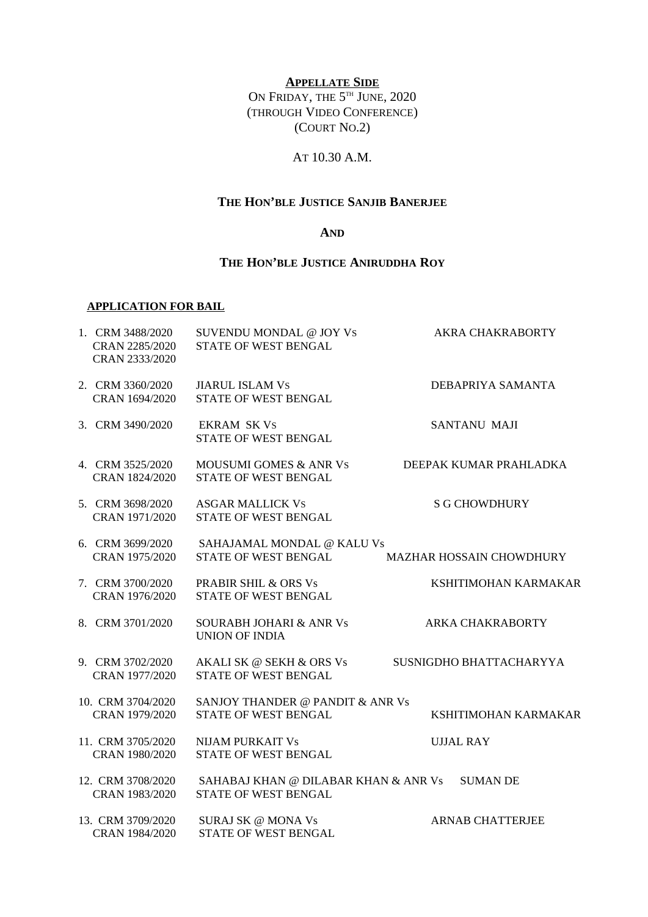**APPELLATE SIDE**

ON FRIDAY, THE 5TH JUNE, 2020
(THROUGH VIDEO CONFERENCE)
(COURT NO.2)

AT 10.30 A.M.

**THE HON'BLE JUSTICE SANJIB BANERJEE**

**AND**

**THE HON'BLE JUSTICE ANIRUDDHA ROY**

**APPLICATION FOR BAIL**

| | Case No. | Parties | Advocate |
|---|---|---|---|
| 1. | CRM 3488/2020<br>CRAN 2285/2020<br>CRAN 2333/2020 | SUVENDU MONDAL @ JOY Vs<br>STATE OF WEST BENGAL | AKRA CHAKRABORTY |
| 2. | CRM 3360/2020<br>CRAN 1694/2020 | JIARUL ISLAM Vs<br>STATE OF WEST BENGAL | DEBAPRIYA SAMANTA |
| 3. | CRM 3490/2020 | EKRAM SK Vs<br>STATE OF WEST BENGAL | SANTANU MAJI |
| 4. | CRM 3525/2020<br>CRAN 1824/2020 | MOUSUMI GOMES & ANR Vs<br>STATE OF WEST BENGAL | DEEPAK KUMAR PRAHLADKA |
| 5. | CRM 3698/2020<br>CRAN 1971/2020 | ASGAR MALLICK Vs<br>STATE OF WEST BENGAL | S G CHOWDHURY |
| 6. | CRM 3699/2020<br>CRAN 1975/2020 | SAHAJAMAL MONDAL @ KALU Vs<br>STATE OF WEST BENGAL | MAZHAR HOSSAIN CHOWDHURY |
| 7. | CRM 3700/2020<br>CRAN 1976/2020 | PRABIR SHIL & ORS Vs<br>STATE OF WEST BENGAL | KSHITIMOHAN KARMAKAR |
| 8. | CRM 3701/2020 | SOURABH JOHARI & ANR Vs<br>UNION OF INDIA | ARKA CHAKRABORTY |
| 9. | CRM 3702/2020<br>CRAN 1977/2020 | AKALI SK @ SEKH & ORS Vs<br>STATE OF WEST BENGAL | SUSNIGDHO BHATTACHARYYA |
| 10. | CRM 3704/2020<br>CRAN 1979/2020 | SANJOY THANDER @ PANDIT & ANR Vs<br>STATE OF WEST BENGAL | KSHITIMOHAN KARMAKAR |
| 11. | CRM 3705/2020<br>CRAN 1980/2020 | NIJAM PURKAIT Vs<br>STATE OF WEST BENGAL | UJJAL RAY |
| 12. | CRM 3708/2020<br>CRAN 1983/2020 | SAHABAJ KHAN @ DILABAR KHAN & ANR Vs<br>STATE OF WEST BENGAL | SUMAN DE |
| 13. | CRM 3709/2020<br>CRAN 1984/2020 | SURAJ SK @ MONA Vs<br>STATE OF WEST BENGAL | ARNAB CHATTERJEE |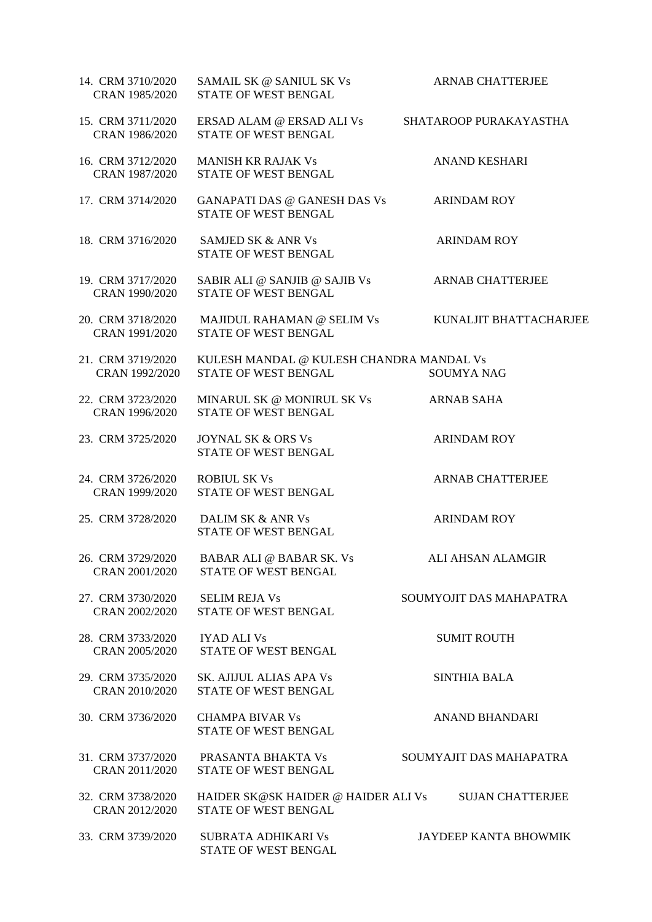14. CRM 3710/2020 CRAN 1985/2020 — SAMAIL SK @ SANIUL SK Vs STATE OF WEST BENGAL — ARNAB CHATTERJEE

15. CRM 3711/2020 CRAN 1986/2020 — ERSAD ALAM @ ERSAD ALI Vs STATE OF WEST BENGAL — SHATAROOP PURAKAYASTHA

16. CRM 3712/2020 CRAN 1987/2020 — MANISH KR RAJAK Vs STATE OF WEST BENGAL — ANAND KESHARI

17. CRM 3714/2020 — GANAPATI DAS @ GANESH DAS Vs STATE OF WEST BENGAL — ARINDAM ROY

18. CRM 3716/2020 — SAMJED SK & ANR Vs STATE OF WEST BENGAL — ARINDAM ROY

19. CRM 3717/2020 CRAN 1990/2020 — SABIR ALI @ SANJIB @ SAJIB Vs STATE OF WEST BENGAL — ARNAB CHATTERJEE

20. CRM 3718/2020 CRAN 1991/2020 — MAJIDUL RAHAMAN @ SELIM Vs STATE OF WEST BENGAL — KUNALJIT BHATTACHARJEE

21. CRM 3719/2020 CRAN 1992/2020 — KULESH MANDAL @ KULESH CHANDRA MANDAL Vs STATE OF WEST BENGAL — SOUMYA NAG

22. CRM 3723/2020 CRAN 1996/2020 — MINARUL SK @ MONIRUL SK Vs STATE OF WEST BENGAL — ARNAB SAHA

23. CRM 3725/2020 — JOYNAL SK & ORS Vs STATE OF WEST BENGAL — ARINDAM ROY

24. CRM 3726/2020 CRAN 1999/2020 — ROBIUL SK Vs STATE OF WEST BENGAL — ARNAB CHATTERJEE

25. CRM 3728/2020 — DALIM SK & ANR Vs STATE OF WEST BENGAL — ARINDAM ROY

26. CRM 3729/2020 CRAN 2001/2020 — BABAR ALI @ BABAR SK. Vs STATE OF WEST BENGAL — ALI AHSAN ALAMGIR

27. CRM 3730/2020 CRAN 2002/2020 — SELIM REJA Vs STATE OF WEST BENGAL — SOUMYOJIT DAS MAHAPATRA

28. CRM 3733/2020 CRAN 2005/2020 — IYAD ALI Vs STATE OF WEST BENGAL — SUMIT ROUTH

29. CRM 3735/2020 CRAN 2010/2020 — SK. AJIJUL ALIAS APA Vs STATE OF WEST BENGAL — SINTHIA BALA

30. CRM 3736/2020 — CHAMPA BIVAR Vs STATE OF WEST BENGAL — ANAND BHANDARI

31. CRM 3737/2020 CRAN 2011/2020 — PRASANTA BHAKTA Vs STATE OF WEST BENGAL — SOUMYAJIT DAS MAHAPATRA

32. CRM 3738/2020 CRAN 2012/2020 — HAIDER SK@SK HAIDER @ HAIDER ALI Vs STATE OF WEST BENGAL — SUJAN CHATTERJEE

33. CRM 3739/2020 — SUBRATA ADHIKARI Vs STATE OF WEST BENGAL — JAYDEEP KANTA BHOWMIK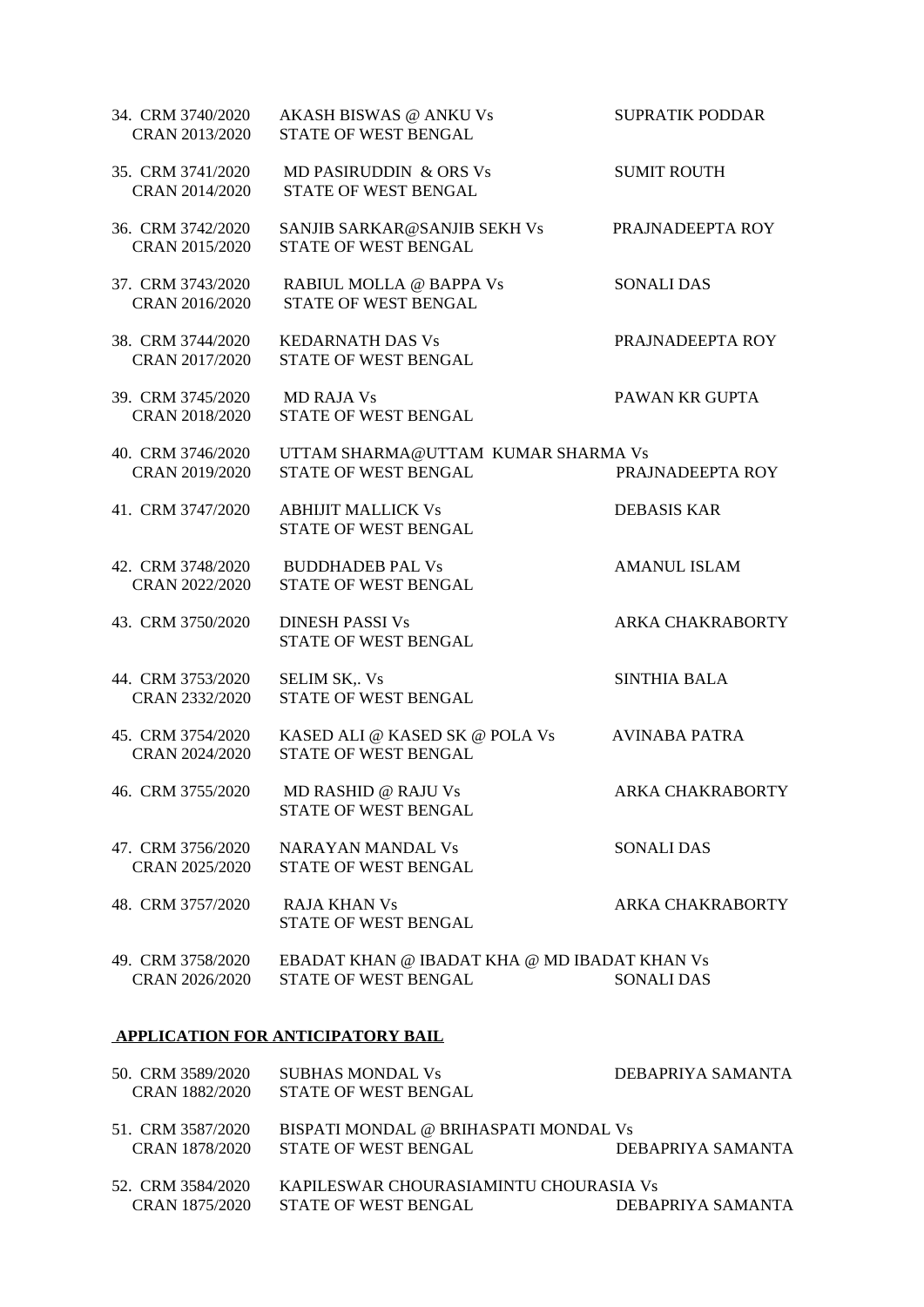| | | | |
|---|---|---|---|
| 34. | CRM 3740/2020<br>CRAN 2013/2020 | AKASH BISWAS @ ANKU Vs<br>STATE OF WEST BENGAL | SUPRATIK PODDAR |
| 35. | CRM 3741/2020<br>CRAN 2014/2020 | MD PASIRUDDIN & ORS Vs<br>STATE OF WEST BENGAL | SUMIT ROUTH |
| 36. | CRM 3742/2020<br>CRAN 2015/2020 | SANJIB SARKAR@SANJIB SEKH Vs<br>STATE OF WEST BENGAL | PRAJNADEEPTA ROY |
| 37. | CRM 3743/2020<br>CRAN 2016/2020 | RABIUL MOLLA @ BAPPA Vs<br>STATE OF WEST BENGAL | SONALI DAS |
| 38. | CRM 3744/2020<br>CRAN 2017/2020 | KEDARNATH DAS Vs<br>STATE OF WEST BENGAL | PRAJNADEEPTA ROY |
| 39. | CRM 3745/2020<br>CRAN 2018/2020 | MD RAJA Vs<br>STATE OF WEST BENGAL | PAWAN KR GUPTA |
| 40. | CRM 3746/2020<br>CRAN 2019/2020 | UTTAM SHARMA@UTTAM KUMAR SHARMA Vs<br>STATE OF WEST BENGAL | PRAJNADEEPTA ROY |
| 41. | CRM 3747/2020 | ABHIJIT MALLICK Vs<br>STATE OF WEST BENGAL | DEBASIS KAR |
| 42. | CRM 3748/2020<br>CRAN 2022/2020 | BUDDHADEB PAL Vs<br>STATE OF WEST BENGAL | AMANUL ISLAM |
| 43. | CRM 3750/2020 | DINESH PASSI Vs<br>STATE OF WEST BENGAL | ARKA CHAKRABORTY |
| 44. | CRM 3753/2020<br>CRAN 2332/2020 | SELIM SK,. Vs<br>STATE OF WEST BENGAL | SINTHIA BALA |
| 45. | CRM 3754/2020<br>CRAN 2024/2020 | KASED ALI @ KASED SK @ POLA Vs<br>STATE OF WEST BENGAL | AVINABA PATRA |
| 46. | CRM 3755/2020 | MD RASHID @ RAJU Vs<br>STATE OF WEST BENGAL | ARKA CHAKRABORTY |
| 47. | CRM 3756/2020<br>CRAN 2025/2020 | NARAYAN MANDAL Vs<br>STATE OF WEST BENGAL | SONALI DAS |
| 48. | CRM 3757/2020 | RAJA KHAN Vs<br>STATE OF WEST BENGAL | ARKA CHAKRABORTY |
| 49. | CRM 3758/2020<br>CRAN 2026/2020 | EBADAT KHAN @ IBADAT KHA @ MD IBADAT KHAN Vs<br>STATE OF WEST BENGAL | SONALI DAS |

**APPLICATION FOR ANTICIPATORY BAIL**

| | | | |
|---|---|---|---|
| 50. | CRM 3589/2020<br>CRAN 1882/2020 | SUBHAS MONDAL Vs<br>STATE OF WEST BENGAL | DEBAPRIYA SAMANTA |
| 51. | CRM 3587/2020<br>CRAN 1878/2020 | BISPATI MONDAL @ BRIHASPATI MONDAL Vs<br>STATE OF WEST BENGAL | DEBAPRIYA SAMANTA |
| 52. | CRM 3584/2020<br>CRAN 1875/2020 | KAPILESWAR CHOURASIAMINTU CHOURASIA Vs<br>STATE OF WEST BENGAL | DEBAPRIYA SAMANTA |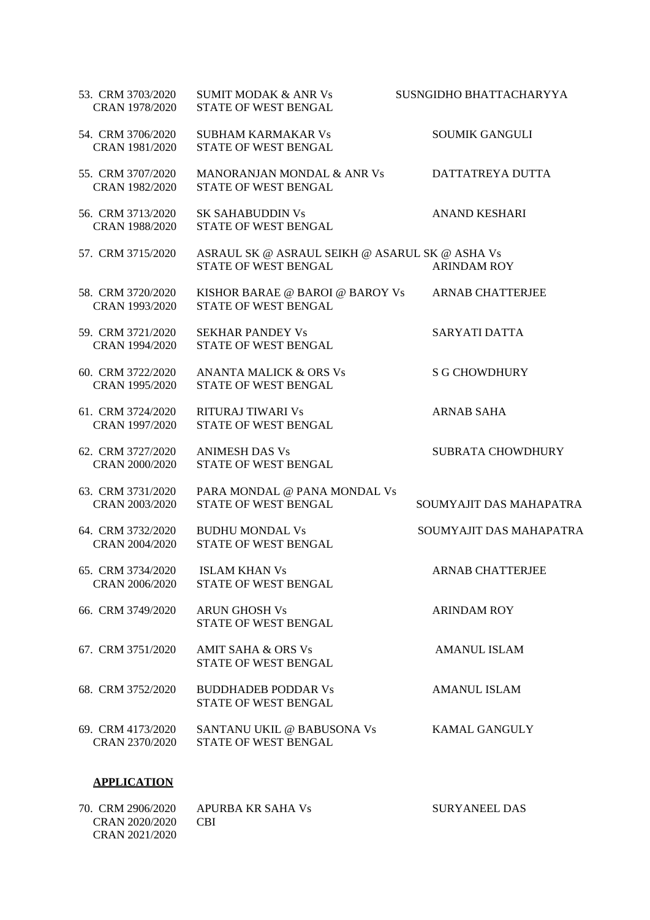| | | |
|---|---|---|
| 53. CRM 3703/2020<br>CRAN 1978/2020 | SUMIT MODAK & ANR Vs<br>STATE OF WEST BENGAL | SUSNGIDHO BHATTACHARYYA |
| 54. CRM 3706/2020<br>CRAN 1981/2020 | SUBHAM KARMAKAR Vs<br>STATE OF WEST BENGAL | SOUMIK GANGULI |
| 55. CRM 3707/2020<br>CRAN 1982/2020 | MANORANJAN MONDAL & ANR Vs<br>STATE OF WEST BENGAL | DATTATREYA DUTTA |
| 56. CRM 3713/2020<br>CRAN 1988/2020 | SK SAHABUDDIN Vs<br>STATE OF WEST BENGAL | ANAND KESHARI |
| 57. CRM 3715/2020 | ASRAUL SK @ ASRAUL SEIKH @ ASARUL SK @ ASHA Vs<br>STATE OF WEST BENGAL | ARINDAM ROY |
| 58. CRM 3720/2020<br>CRAN 1993/2020 | KISHOR BARAE @ BAROI @ BAROY Vs<br>STATE OF WEST BENGAL | ARNAB CHATTERJEE |
| 59. CRM 3721/2020<br>CRAN 1994/2020 | SEKHAR PANDEY Vs<br>STATE OF WEST BENGAL | SARYATI DATTA |
| 60. CRM 3722/2020<br>CRAN 1995/2020 | ANANTA MALICK & ORS Vs<br>STATE OF WEST BENGAL | S G CHOWDHURY |
| 61. CRM 3724/2020<br>CRAN 1997/2020 | RITURAJ TIWARI Vs<br>STATE OF WEST BENGAL | ARNAB SAHA |
| 62. CRM 3727/2020<br>CRAN 2000/2020 | ANIMESH DAS Vs<br>STATE OF WEST BENGAL | SUBRATA CHOWDHURY |
| 63. CRM 3731/2020<br>CRAN 2003/2020 | PARA MONDAL @ PANA MONDAL Vs<br>STATE OF WEST BENGAL | SOUMYAJIT DAS MAHAPATRA |
| 64. CRM 3732/2020<br>CRAN 2004/2020 | BUDHU MONDAL Vs<br>STATE OF WEST BENGAL | SOUMYAJIT DAS MAHAPATRA |
| 65. CRM 3734/2020<br>CRAN 2006/2020 | ISLAM KHAN Vs<br>STATE OF WEST BENGAL | ARNAB CHATTERJEE |
| 66. CRM 3749/2020 | ARUN GHOSH Vs<br>STATE OF WEST BENGAL | ARINDAM ROY |
| 67. CRM 3751/2020 | AMIT SAHA & ORS Vs<br>STATE OF WEST BENGAL | AMANUL ISLAM |
| 68. CRM 3752/2020 | BUDDHADEB PODDAR Vs<br>STATE OF WEST BENGAL | AMANUL ISLAM |
| 69. CRM 4173/2020<br>CRAN 2370/2020 | SANTANU UKIL @ BABUSONA Vs<br>STATE OF WEST BENGAL | KAMAL GANGULY |

**APPLICATION**

| | | |
|---|---|---|
| 70. CRM 2906/2020<br>CRAN 2020/2020<br>CRAN 2021/2020 | APURBA KR SAHA Vs<br>CBI | SURYANEEL DAS |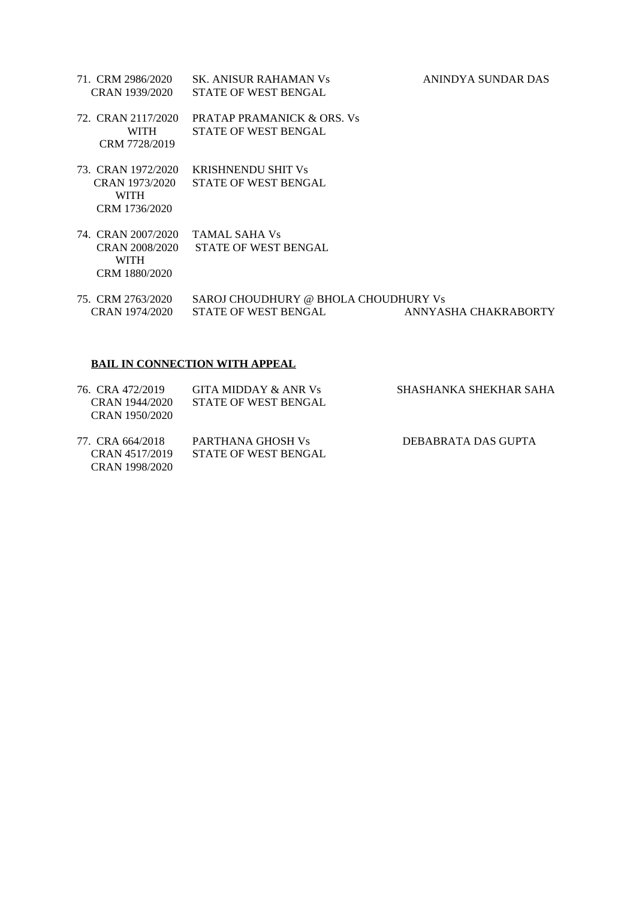| | | | |
|---|---|---|---|
| 71. | CRM 2986/2020<br>CRAN 1939/2020 | SK. ANISUR RAHAMAN Vs<br>STATE OF WEST BENGAL | ANINDYA SUNDAR DAS |
| 72. | CRAN 2117/2020<br>WITH<br>CRM 7728/2019 | PRATAP PRAMANICK & ORS. Vs<br>STATE OF WEST BENGAL | |
| 73. | CRAN 1972/2020<br>CRAN 1973/2020<br>WITH<br>CRM 1736/2020 | KRISHNENDU SHIT Vs<br>STATE OF WEST BENGAL | |
| 74. | CRAN 2007/2020<br>CRAN 2008/2020<br>WITH<br>CRM 1880/2020 | TAMAL SAHA Vs<br>STATE OF WEST BENGAL | |
| 75. | CRM 2763/2020<br>CRAN 1974/2020 | SAROJ CHOUDHURY @ BHOLA CHOUDHURY Vs<br>STATE OF WEST BENGAL | ANNYASHA CHAKRABORTY |

**BAIL IN CONNECTION WITH APPEAL**

| | | | |
|---|---|---|---|
| 76. | CRA 472/2019<br>CRAN 1944/2020<br>CRAN 1950/2020 | GITA MIDDAY & ANR Vs<br>STATE OF WEST BENGAL | SHASHANKA SHEKHAR SAHA |
| 77. | CRA 664/2018<br>CRAN 4517/2019<br>CRAN 1998/2020 | PARTHANA GHOSH Vs<br>STATE OF WEST BENGAL | DEBABRATA DAS GUPTA |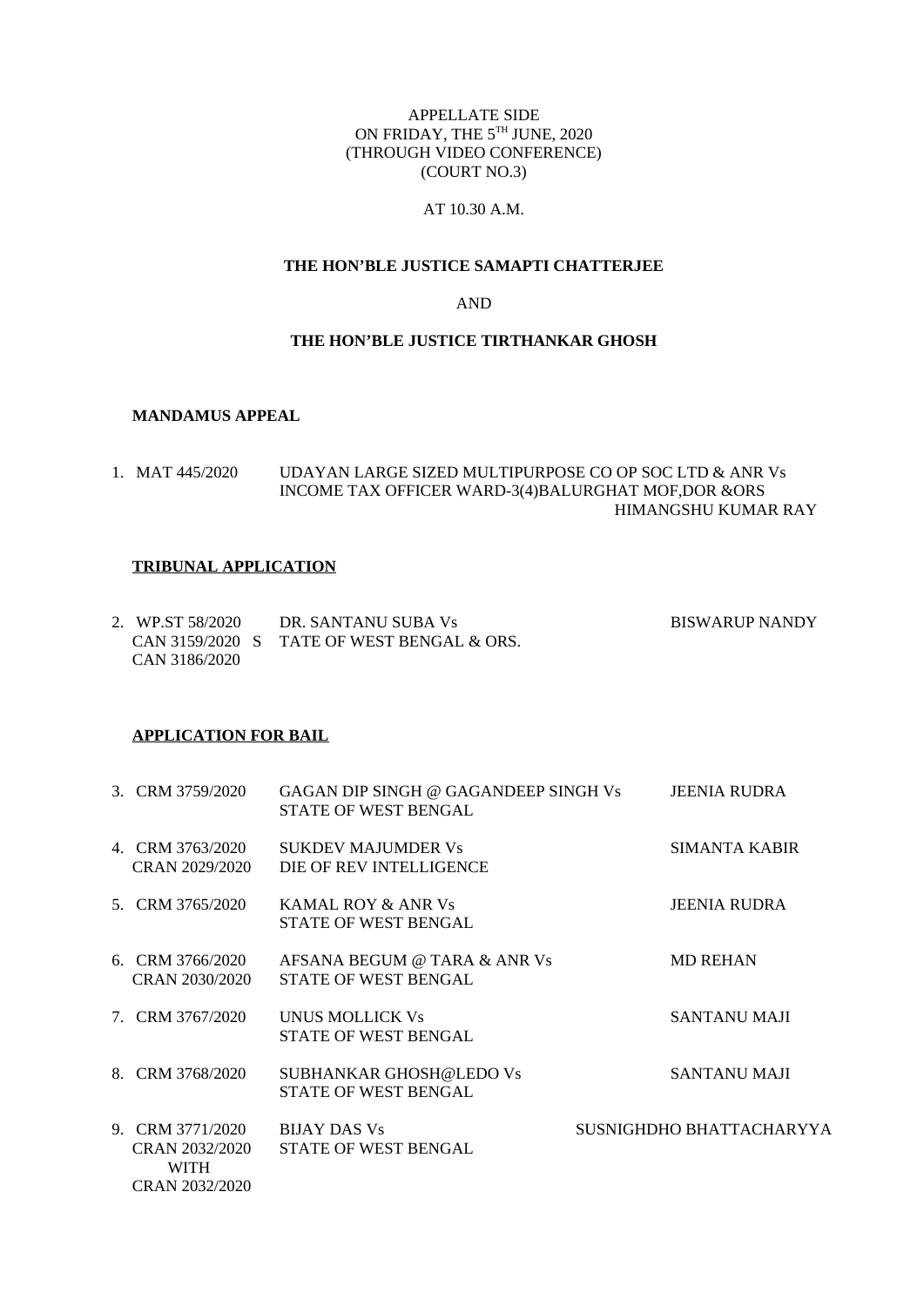APPELLATE SIDE
ON FRIDAY, THE 5TH JUNE, 2020
(THROUGH VIDEO CONFERENCE)
(COURT NO.3)

AT 10.30 A.M.

**THE HON'BLE JUSTICE SAMAPTI CHATTERJEE**

AND

**THE HON'BLE JUSTICE TIRTHANKAR GHOSH**

**MANDAMUS APPEAL**

1. MAT 445/2020 — UDAYAN LARGE SIZED MULTIPURPOSE CO OP SOC LTD & ANR Vs INCOME TAX OFFICER WARD-3(4)BALURGHAT MOF,DOR &ORS — HIMANGSHU KUMAR RAY

**TRIBUNAL APPLICATION**

2. WP.ST 58/2020 CAN 3159/2020 CAN 3186/2020 — DR. SANTANU SUBA Vs STATE OF WEST BENGAL & ORS. — BISWARUP NANDY

**APPLICATION FOR BAIL**

3. CRM 3759/2020 — GAGAN DIP SINGH @ GAGANDEEP SINGH Vs STATE OF WEST BENGAL — JEENIA RUDRA
4. CRM 3763/2020 CRAN 2029/2020 — SUKDEV MAJUMDER Vs DIE OF REV INTELLIGENCE — SIMANTA KABIR
5. CRM 3765/2020 — KAMAL ROY & ANR Vs STATE OF WEST BENGAL — JEENIA RUDRA
6. CRM 3766/2020 CRAN 2030/2020 — AFSANA BEGUM @ TARA & ANR Vs STATE OF WEST BENGAL — MD REHAN
7. CRM 3767/2020 — UNUS MOLLICK Vs STATE OF WEST BENGAL — SANTANU MAJI
8. CRM 3768/2020 — SUBHANKAR GHOSH@LEDO Vs STATE OF WEST BENGAL — SANTANU MAJI
9. CRM 3771/2020 CRAN 2032/2020 WITH CRAN 2032/2020 — BIJAY DAS Vs STATE OF WEST BENGAL — SUSNIGHDHO BHATTACHARYYA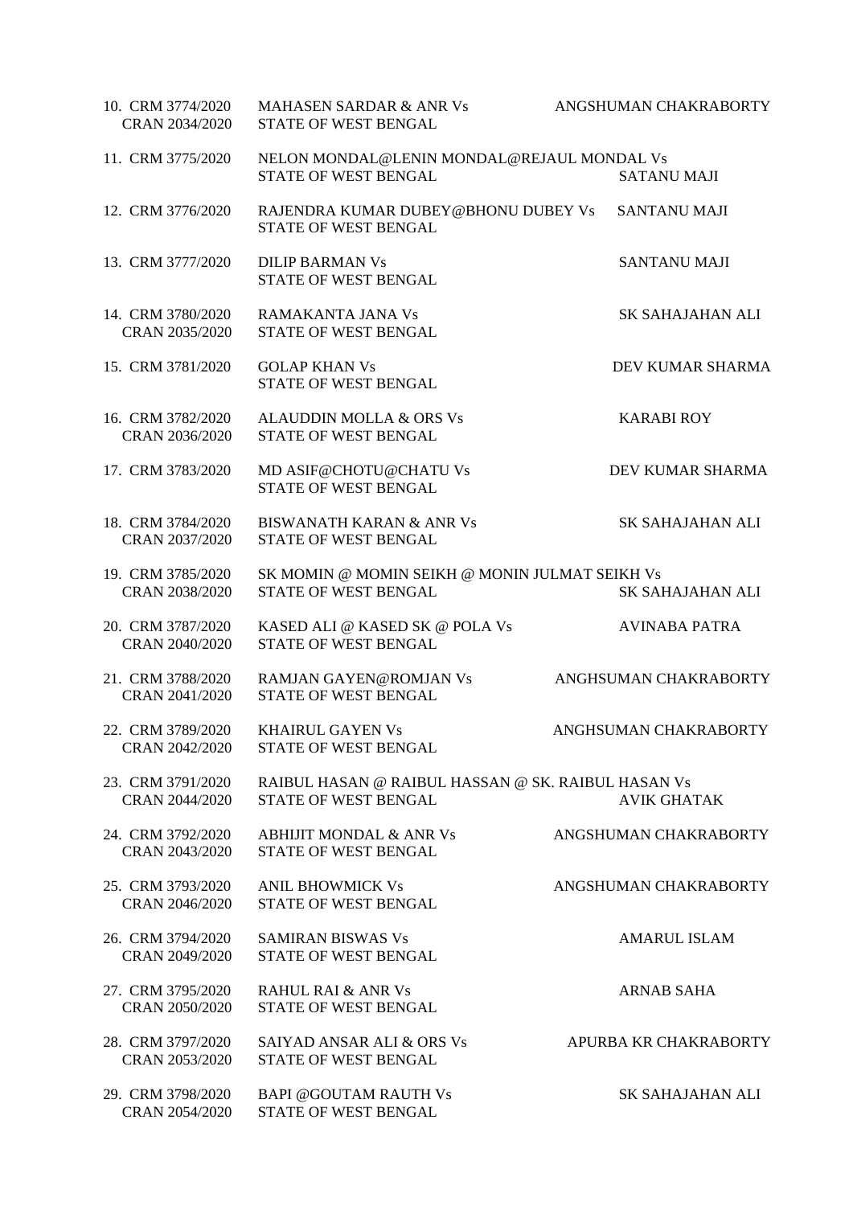| | | |
|---|---|---|
| 10. CRM 3774/2020<br>CRAN 2034/2020 | MAHASEN SARDAR & ANR Vs<br>STATE OF WEST BENGAL | ANGSHUMAN CHAKRABORTY |
| 11. CRM 3775/2020 | NELON MONDAL@LENIN MONDAL@REJAUL MONDAL Vs<br>STATE OF WEST BENGAL | SATANU MAJI |
| 12. CRM 3776/2020 | RAJENDRA KUMAR DUBEY@BHONU DUBEY Vs<br>STATE OF WEST BENGAL | SANTANU MAJI |
| 13. CRM 3777/2020 | DILIP BARMAN Vs<br>STATE OF WEST BENGAL | SANTANU MAJI |
| 14. CRM 3780/2020<br>CRAN 2035/2020 | RAMAKANTA JANA Vs<br>STATE OF WEST BENGAL | SK SAHAJAHAN ALI |
| 15. CRM 3781/2020 | GOLAP KHAN Vs<br>STATE OF WEST BENGAL | DEV KUMAR SHARMA |
| 16. CRM 3782/2020<br>CRAN 2036/2020 | ALAUDDIN MOLLA & ORS Vs<br>STATE OF WEST BENGAL | KARABI ROY |
| 17. CRM 3783/2020 | MD ASIF@CHOTU@CHATU Vs<br>STATE OF WEST BENGAL | DEV KUMAR SHARMA |
| 18. CRM 3784/2020<br>CRAN 2037/2020 | BISWANATH KARAN & ANR Vs<br>STATE OF WEST BENGAL | SK SAHAJAHAN ALI |
| 19. CRM 3785/2020<br>CRAN 2038/2020 | SK MOMIN @ MOMIN SEIKH @ MONIN JULMAT SEIKH Vs<br>STATE OF WEST BENGAL | SK SAHAJAHAN ALI |
| 20. CRM 3787/2020<br>CRAN 2040/2020 | KASED ALI @ KASED SK @ POLA Vs<br>STATE OF WEST BENGAL | AVINABA PATRA |
| 21. CRM 3788/2020<br>CRAN 2041/2020 | RAMJAN GAYEN@ROMJAN Vs<br>STATE OF WEST BENGAL | ANGHSUMAN CHAKRABORTY |
| 22. CRM 3789/2020<br>CRAN 2042/2020 | KHAIRUL GAYEN Vs<br>STATE OF WEST BENGAL | ANGHSUMAN CHAKRABORTY |
| 23. CRM 3791/2020<br>CRAN 2044/2020 | RAIBUL HASAN @ RAIBUL HASSAN @ SK. RAIBUL HASAN Vs<br>STATE OF WEST BENGAL | AVIK GHATAK |
| 24. CRM 3792/2020<br>CRAN 2043/2020 | ABHIJIT MONDAL & ANR Vs<br>STATE OF WEST BENGAL | ANGSHUMAN CHAKRABORTY |
| 25. CRM 3793/2020<br>CRAN 2046/2020 | ANIL BHOWMICK Vs<br>STATE OF WEST BENGAL | ANGSHUMAN CHAKRABORTY |
| 26. CRM 3794/2020<br>CRAN 2049/2020 | SAMIRAN BISWAS Vs<br>STATE OF WEST BENGAL | AMARUL ISLAM |
| 27. CRM 3795/2020<br>CRAN 2050/2020 | RAHUL RAI & ANR Vs<br>STATE OF WEST BENGAL | ARNAB SAHA |
| 28. CRM 3797/2020<br>CRAN 2053/2020 | SAIYAD ANSAR ALI & ORS Vs<br>STATE OF WEST BENGAL | APURBA KR CHAKRABORTY |
| 29. CRM 3798/2020<br>CRAN 2054/2020 | BAPI @GOUTAM RAUTH Vs<br>STATE OF WEST BENGAL | SK SAHAJAHAN ALI |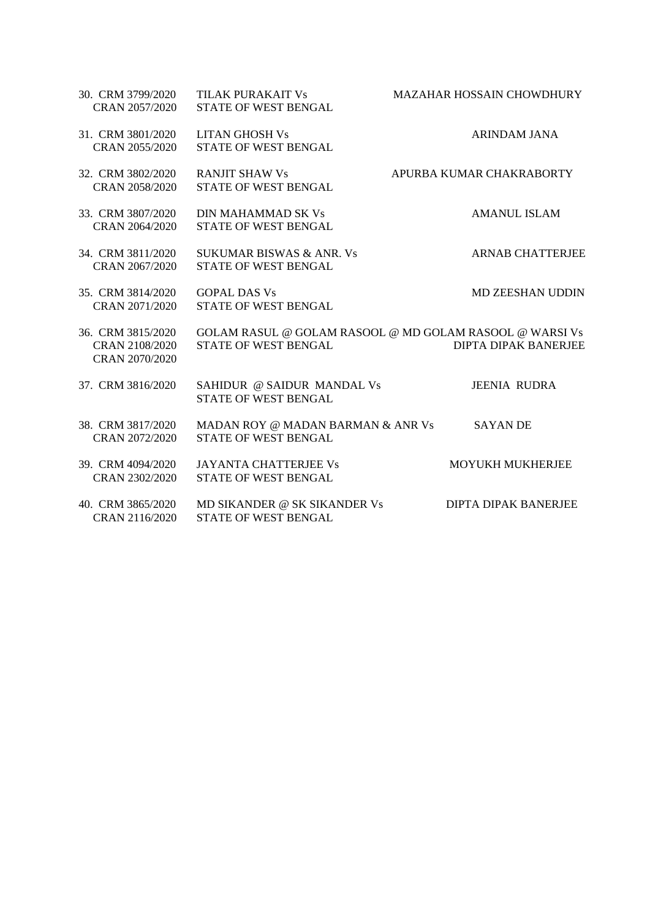| | | |
|---|---|---|
| 30. CRM 3799/2020<br>CRAN 2057/2020 | TILAK PURAKAIT Vs<br>STATE OF WEST BENGAL | MAZAHAR HOSSAIN CHOWDHURY |
| 31. CRM 3801/2020<br>CRAN 2055/2020 | LITAN GHOSH Vs<br>STATE OF WEST BENGAL | ARINDAM JANA |
| 32. CRM 3802/2020<br>CRAN 2058/2020 | RANJIT SHAW Vs<br>STATE OF WEST BENGAL | APURBA KUMAR CHAKRABORTY |
| 33. CRM 3807/2020<br>CRAN 2064/2020 | DIN MAHAMMAD SK Vs<br>STATE OF WEST BENGAL | AMANUL ISLAM |
| 34. CRM 3811/2020<br>CRAN 2067/2020 | SUKUMAR BISWAS & ANR. Vs<br>STATE OF WEST BENGAL | ARNAB CHATTERJEE |
| 35. CRM 3814/2020<br>CRAN 2071/2020 | GOPAL DAS Vs<br>STATE OF WEST BENGAL | MD ZEESHAN UDDIN |
| 36. CRM 3815/2020<br>CRAN 2108/2020<br>CRAN 2070/2020 | GOLAM RASUL @ GOLAM RASOOL @ MD GOLAM RASOOL @ WARSI Vs<br>STATE OF WEST BENGAL | DIPTA DIPAK BANERJEE |
| 37. CRM 3816/2020 | SAHIDUR @ SAIDUR MANDAL Vs<br>STATE OF WEST BENGAL | JEENIA RUDRA |
| 38. CRM 3817/2020<br>CRAN 2072/2020 | MADAN ROY @ MADAN BARMAN & ANR Vs<br>STATE OF WEST BENGAL | SAYAN DE |
| 39. CRM 4094/2020<br>CRAN 2302/2020 | JAYANTA CHATTERJEE Vs<br>STATE OF WEST BENGAL | MOYUKH MUKHERJEE |
| 40. CRM 3865/2020<br>CRAN 2116/2020 | MD SIKANDER @ SK SIKANDER Vs<br>STATE OF WEST BENGAL | DIPTA DIPAK BANERJEE |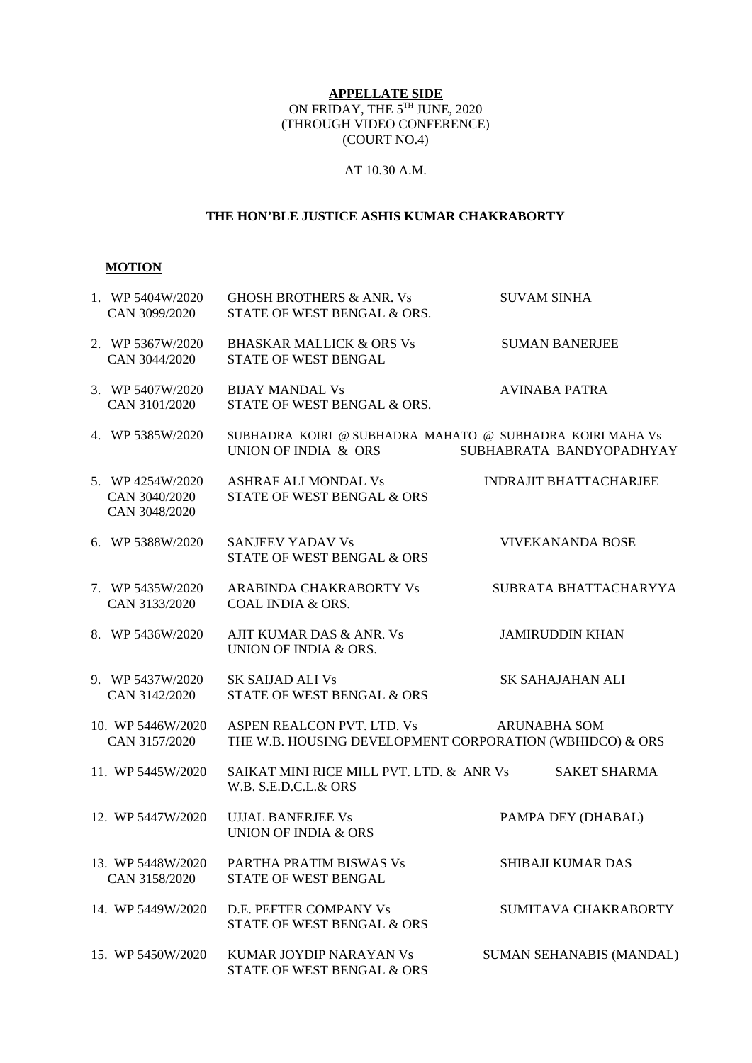**APPELLATE SIDE**
ON FRIDAY, THE 5TH JUNE, 2020
(THROUGH VIDEO CONFERENCE)
(COURT NO.4)

AT 10.30 A.M.

**THE HON'BLE JUSTICE ASHIS KUMAR CHAKRABORTY**

**MOTION**

| No. | Case No. | Parties | Advocate |
|---|---|---|---|
| 1. | WP 5404W/2020<br>CAN 3099/2020 | GHOSH BROTHERS & ANR. Vs<br>STATE OF WEST BENGAL & ORS. | SUVAM SINHA |
| 2. | WP 5367W/2020<br>CAN 3044/2020 | BHASKAR MALLICK & ORS Vs<br>STATE OF WEST BENGAL | SUMAN BANERJEE |
| 3. | WP 5407W/2020<br>CAN 3101/2020 | BIJAY MANDAL Vs<br>STATE OF WEST BENGAL & ORS. | AVINABA PATRA |
| 4. | WP 5385W/2020 | SUBHADRA KOIRI @ SUBHADRA MAHATO @ SUBHADRA KOIRI MAHA Vs<br>UNION OF INDIA & ORS | SUBHABRATA BANDYOPADHYAY |
| 5. | WP 4254W/2020<br>CAN 3040/2020<br>CAN 3048/2020 | ASHRAF ALI MONDAL Vs<br>STATE OF WEST BENGAL & ORS | INDRAJIT BHATTACHARJEE |
| 6. | WP 5388W/2020 | SANJEEV YADAV Vs<br>STATE OF WEST BENGAL & ORS | VIVEKANANDA BOSE |
| 7. | WP 5435W/2020<br>CAN 3133/2020 | ARABINDA CHAKRABORTY Vs<br>COAL INDIA & ORS. | SUBRATA BHATTACHARYYA |
| 8. | WP 5436W/2020 | AJIT KUMAR DAS & ANR. Vs<br>UNION OF INDIA & ORS. | JAMIRUDDIN KHAN |
| 9. | WP 5437W/2020<br>CAN 3142/2020 | SK SAIJAD ALI Vs<br>STATE OF WEST BENGAL & ORS | SK SAHAJAHAN ALI |
| 10. | WP 5446W/2020<br>CAN 3157/2020 | ASPEN REALCON PVT. LTD. Vs<br>THE W.B. HOUSING DEVELOPMENT CORPORATION (WBHIDCO) & ORS | ARUNABHA SOM |
| 11. | WP 5445W/2020 | SAIKAT MINI RICE MILL PVT. LTD. & ANR Vs<br>W.B. S.E.D.C.L.& ORS | SAKET SHARMA |
| 12. | WP 5447W/2020 | UJJAL BANERJEE Vs<br>UNION OF INDIA & ORS | PAMPA DEY (DHABAL) |
| 13. | WP 5448W/2020<br>CAN 3158/2020 | PARTHA PRATIM BISWAS Vs<br>STATE OF WEST BENGAL | SHIBAJI KUMAR DAS |
| 14. | WP 5449W/2020 | D.E. PEFTER COMPANY Vs<br>STATE OF WEST BENGAL & ORS | SUMITAVA CHAKRABORTY |
| 15. | WP 5450W/2020 | KUMAR JOYDIP NARAYAN Vs<br>STATE OF WEST BENGAL & ORS | SUMAN SEHANABIS (MANDAL) |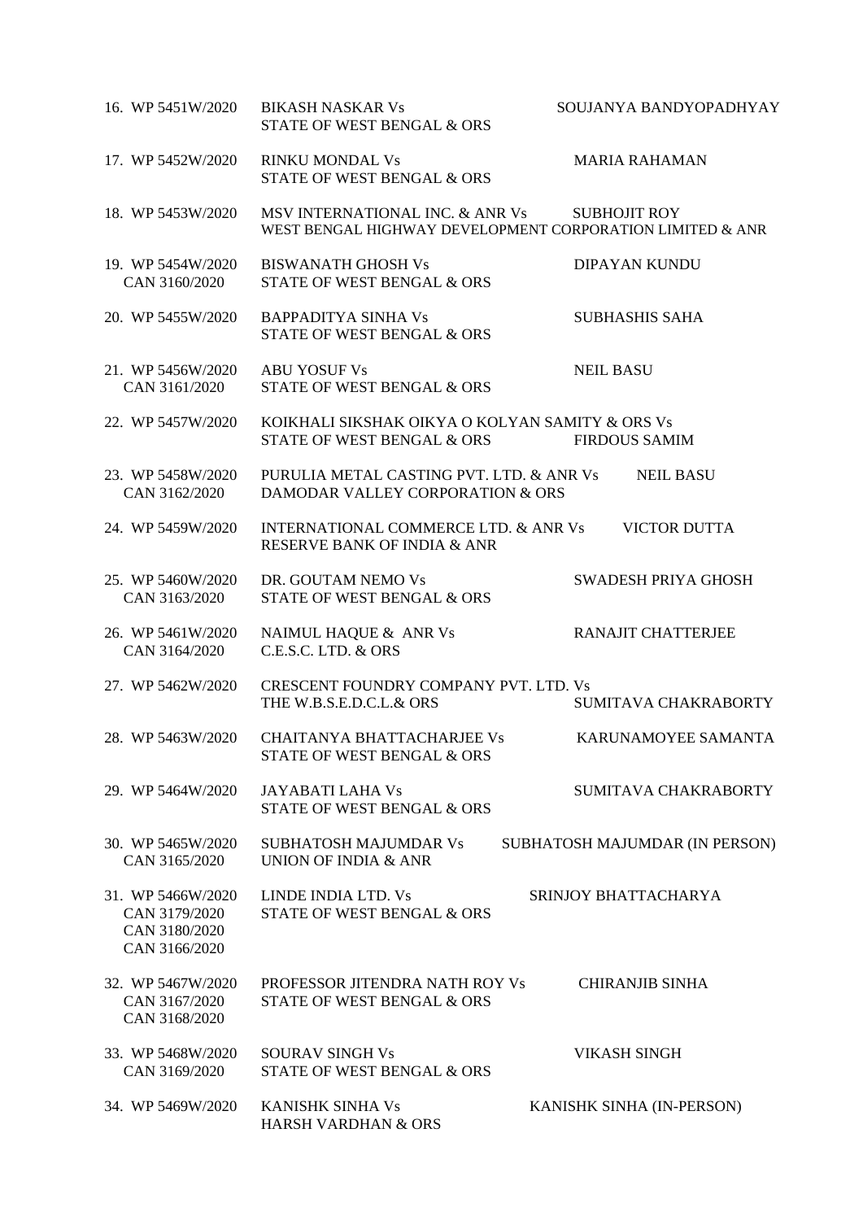16. WP 5451W/2020 BIKASH NASKAR Vs SOUJANYA BANDYOPADHYAY
STATE OF WEST BENGAL & ORS

17. WP 5452W/2020 RINKU MONDAL Vs MARIA RAHAMAN
STATE OF WEST BENGAL & ORS

18. WP 5453W/2020 MSV INTERNATIONAL INC. & ANR Vs SUBHOJIT ROY
WEST BENGAL HIGHWAY DEVELOPMENT CORPORATION LIMITED & ANR

19. WP 5454W/2020 BISWANATH GHOSH Vs DIPAYAN KUNDU
CAN 3160/2020 STATE OF WEST BENGAL & ORS

20. WP 5455W/2020 BAPPADITYA SINHA Vs SUBHASHIS SAHA
STATE OF WEST BENGAL & ORS

21. WP 5456W/2020 ABU YOSUF Vs NEIL BASU
CAN 3161/2020 STATE OF WEST BENGAL & ORS

22. WP 5457W/2020 KOIKHALI SIKSHAK OIKYA O KOLYAN SAMITY & ORS Vs
STATE OF WEST BENGAL & ORS FIRDOUS SAMIM

23. WP 5458W/2020 PURULIA METAL CASTING PVT. LTD. & ANR Vs NEIL BASU
CAN 3162/2020 DAMODAR VALLEY CORPORATION & ORS

24. WP 5459W/2020 INTERNATIONAL COMMERCE LTD. & ANR Vs VICTOR DUTTA
RESERVE BANK OF INDIA & ANR

25. WP 5460W/2020 DR. GOUTAM NEMO Vs SWADESH PRIYA GHOSH
CAN 3163/2020 STATE OF WEST BENGAL & ORS

26. WP 5461W/2020 NAIMUL HAQUE & ANR Vs RANAJIT CHATTERJEE
CAN 3164/2020 C.E.S.C. LTD. & ORS

27. WP 5462W/2020 CRESCENT FOUNDRY COMPANY PVT. LTD. Vs
THE W.B.S.E.D.C.L.& ORS SUMITAVA CHAKRABORTY

28. WP 5463W/2020 CHAITANYA BHATTACHARJEE Vs KARUNAMOYEE SAMANTA
STATE OF WEST BENGAL & ORS

29. WP 5464W/2020 JAYABATI LAHA Vs SUMITAVA CHAKRABORTY
STATE OF WEST BENGAL & ORS

30. WP 5465W/2020 SUBHATOSH MAJUMDAR Vs SUBHATOSH MAJUMDAR (IN PERSON)
CAN 3165/2020 UNION OF INDIA & ANR

31. WP 5466W/2020 LINDE INDIA LTD. Vs SRINJOY BHATTACHARYA
CAN 3179/2020 STATE OF WEST BENGAL & ORS
CAN 3180/2020
CAN 3166/2020

32. WP 5467W/2020 PROFESSOR JITENDRA NATH ROY Vs CHIRANJIB SINHA
CAN 3167/2020 STATE OF WEST BENGAL & ORS
CAN 3168/2020

33. WP 5468W/2020 SOURAV SINGH Vs VIKASH SINGH
CAN 3169/2020 STATE OF WEST BENGAL & ORS

34. WP 5469W/2020 KANISHK SINHA Vs KANISHK SINHA (IN-PERSON)
HARSH VARDHAN & ORS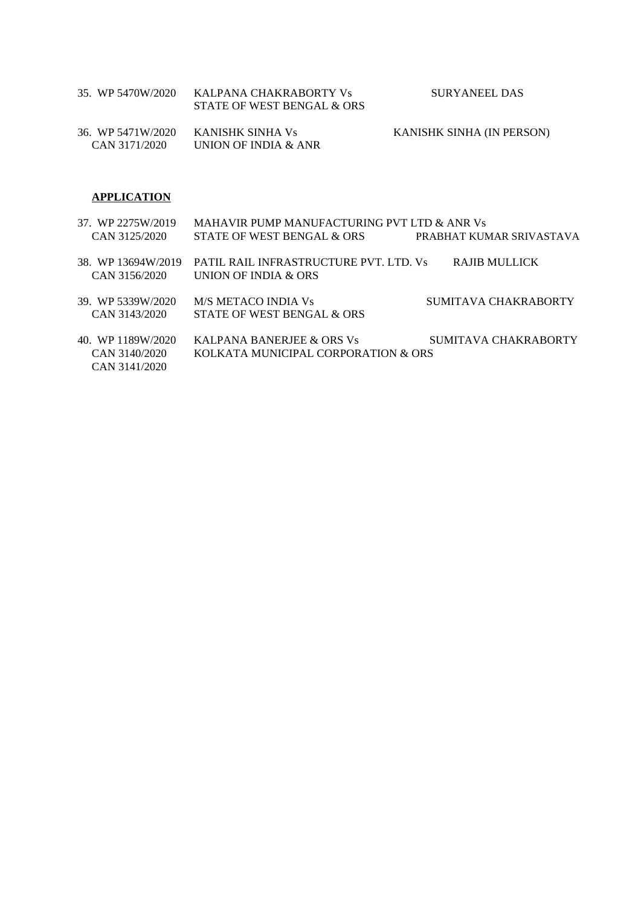35. WP 5470W/2020 KALPANA CHAKRABORTY Vs STATE OF WEST BENGAL & ORS — SURYANEEL DAS

36. WP 5471W/2020 CAN 3171/2020 KANISHK SINHA Vs UNION OF INDIA & ANR — KANISHK SINHA (IN PERSON)

**APPLICATION**

37. WP 2275W/2019 CAN 3125/2020 MAHAVIR PUMP MANUFACTURING PVT LTD & ANR Vs STATE OF WEST BENGAL & ORS — PRABHAT KUMAR SRIVASTAVA

38. WP 13694W/2019 CAN 3156/2020 PATIL RAIL INFRASTRUCTURE PVT. LTD. Vs UNION OF INDIA & ORS — RAJIB MULLICK

39. WP 5339W/2020 CAN 3143/2020 M/S METACO INDIA Vs STATE OF WEST BENGAL & ORS — SUMITAVA CHAKRABORTY

40. WP 1189W/2020 CAN 3140/2020 CAN 3141/2020 KALPANA BANERJEE & ORS Vs KOLKATA MUNICIPAL CORPORATION & ORS — SUMITAVA CHAKRABORTY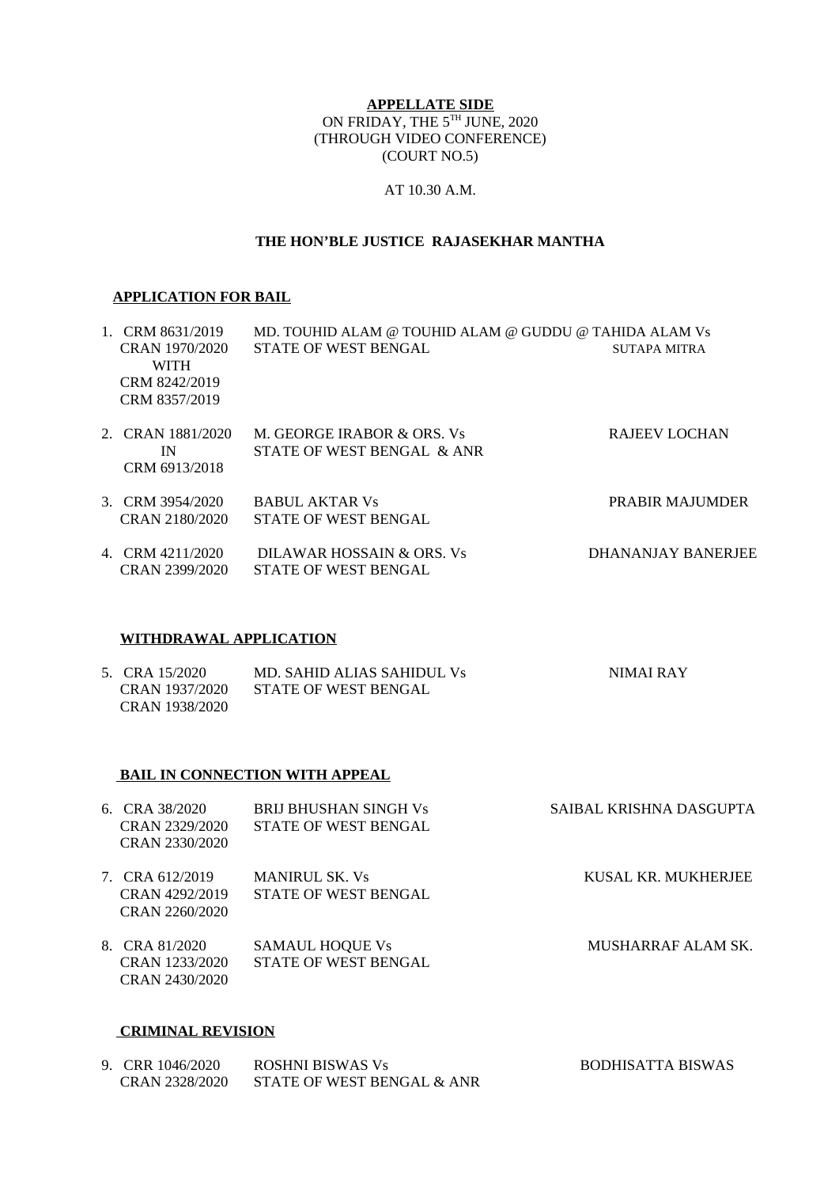**APPELLATE SIDE**

ON FRIDAY, THE 5TH JUNE, 2020

(THROUGH VIDEO CONFERENCE)

(COURT NO.5)

AT 10.30 A.M.

**THE HON'BLE JUSTICE RAJASEKHAR MANTHA**

**APPLICATION FOR BAIL**

| | | | |
|---|---|---|---|
| 1. | CRM 8631/2019<br>CRAN 1970/2020<br>WITH<br>CRM 8242/2019<br>CRM 8357/2019 | MD. TOUHID ALAM @ TOUHID ALAM @ GUDDU @ TAHIDA ALAM Vs<br>STATE OF WEST BENGAL | SUTAPA MITRA |
| 2. | CRAN 1881/2020<br>IN<br>CRM 6913/2018 | M. GEORGE IRABOR & ORS. Vs<br>STATE OF WEST BENGAL & ANR | RAJEEV LOCHAN |
| 3. | CRM 3954/2020<br>CRAN 2180/2020 | BABUL AKTAR Vs<br>STATE OF WEST BENGAL | PRABIR MAJUMDER |
| 4. | CRM 4211/2020<br>CRAN 2399/2020 | DILAWAR HOSSAIN & ORS. Vs<br>STATE OF WEST BENGAL | DHANANJAY BANERJEE |

**WITHDRAWAL APPLICATION**

| | | | |
|---|---|---|---|
| 5. | CRA 15/2020<br>CRAN 1937/2020<br>CRAN 1938/2020 | MD. SAHID ALIAS SAHIDUL Vs<br>STATE OF WEST BENGAL | NIMAI RAY |

**BAIL IN CONNECTION WITH APPEAL**

| | | | |
|---|---|---|---|
| 6. | CRA 38/2020<br>CRAN 2329/2020<br>CRAN 2330/2020 | BRIJ BHUSHAN SINGH Vs<br>STATE OF WEST BENGAL | SAIBAL KRISHNA DASGUPTA |
| 7. | CRA 612/2019<br>CRAN 4292/2019<br>CRAN 2260/2020 | MANIRUL SK. Vs<br>STATE OF WEST BENGAL | KUSAL KR. MUKHERJEE |
| 8. | CRA 81/2020<br>CRAN 1233/2020<br>CRAN 2430/2020 | SAMAUL HOQUE Vs<br>STATE OF WEST BENGAL | MUSHARRAF ALAM SK. |

**CRIMINAL REVISION**

| | | | |
|---|---|---|---|
| 9. | CRR 1046/2020<br>CRAN 2328/2020 | ROSHNI BISWAS Vs<br>STATE OF WEST BENGAL & ANR | BODHISATTA BISWAS |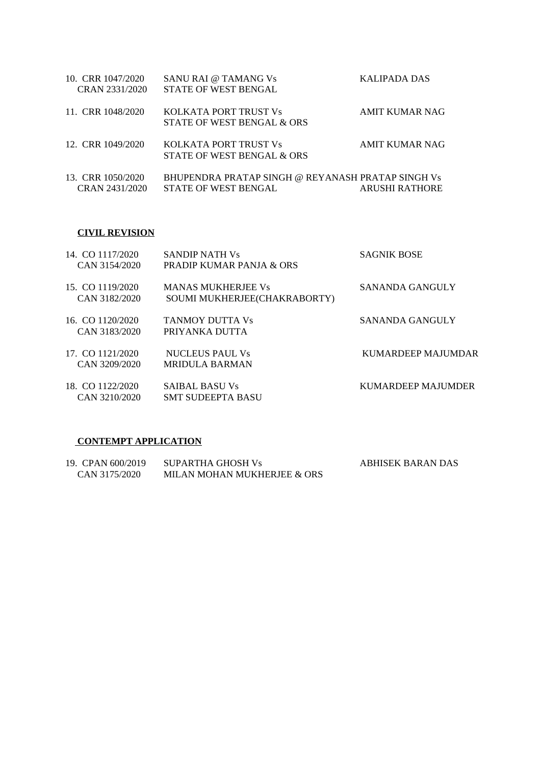| | | |
|---|---|---|
| 10. CRR 1047/2020<br>CRAN 2331/2020 | SANU RAI @ TAMANG Vs<br>STATE OF WEST BENGAL | KALIPADA DAS |
| 11. CRR 1048/2020 | KOLKATA PORT TRUST Vs<br>STATE OF WEST BENGAL & ORS | AMIT KUMAR NAG |
| 12. CRR 1049/2020 | KOLKATA PORT TRUST Vs<br>STATE OF WEST BENGAL & ORS | AMIT KUMAR NAG |
| 13. CRR 1050/2020<br>CRAN 2431/2020 | BHUPENDRA PRATAP SINGH @ REYANASH PRATAP SINGH Vs<br>STATE OF WEST BENGAL | ARUSHI RATHORE |

**CIVIL REVISION**

| | | |
|---|---|---|
| 14. CO 1117/2020<br>CAN 3154/2020 | SANDIP NATH Vs<br>PRADIP KUMAR PANJA & ORS | SAGNIK BOSE |
| 15. CO 1119/2020<br>CAN 3182/2020 | MANAS MUKHERJEE Vs<br>SOUMI MUKHERJEE(CHAKRABORTY) | SANANDA GANGULY |
| 16. CO 1120/2020<br>CAN 3183/2020 | TANMOY DUTTA Vs<br>PRIYANKA DUTTA | SANANDA GANGULY |
| 17. CO 1121/2020<br>CAN 3209/2020 | NUCLEUS PAUL Vs<br>MRIDULA BARMAN | KUMARDEEP MAJUMDAR |
| 18. CO 1122/2020<br>CAN 3210/2020 | SAIBAL BASU Vs<br>SMT SUDEEPTA BASU | KUMARDEEP MAJUMDER |

**CONTEMPT APPLICATION**

| | | |
|---|---|---|
| 19. CPAN 600/2019<br>CAN 3175/2020 | SUPARTHA GHOSH Vs<br>MILAN MOHAN MUKHERJEE & ORS | ABHISEK BARAN DAS |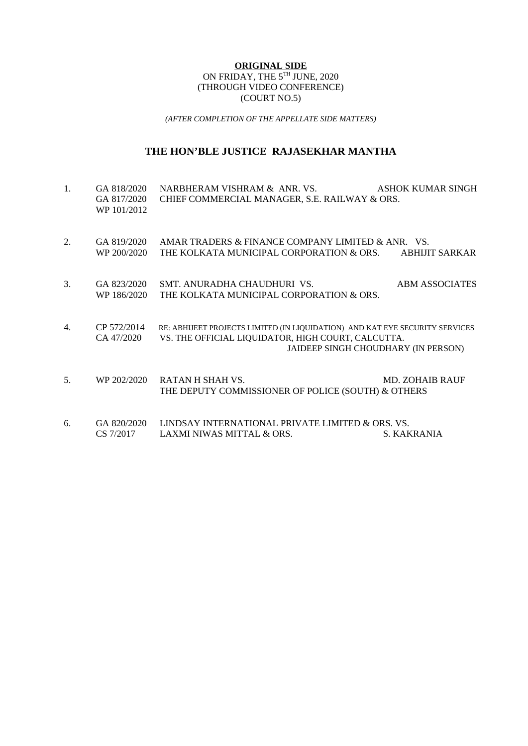**ORIGINAL SIDE**
ON FRIDAY, THE 5TH JUNE, 2020
(THROUGH VIDEO CONFERENCE)
(COURT NO.5)

*(AFTER COMPLETION OF THE APPELLATE SIDE MATTERS)*

## THE HON'BLE JUSTICE RAJASEKHAR MANTHA

| | | | |
|---|---|---|---|
| 1. | GA 818/2020<br>GA 817/2020<br>WP 101/2012 | NARBHERAM VISHRAM & ANR. VS.<br>CHIEF COMMERCIAL MANAGER, S.E. RAILWAY & ORS. | ASHOK KUMAR SINGH |
| 2. | GA 819/2020<br>WP 200/2020 | AMAR TRADERS & FINANCE COMPANY LIMITED & ANR. VS.<br>THE KOLKATA MUNICIPAL CORPORATION & ORS. | ABHIJIT SARKAR |
| 3. | GA 823/2020<br>WP 186/2020 | SMT. ANURADHA CHAUDHURI VS.<br>THE KOLKATA MUNICIPAL CORPORATION & ORS. | ABM ASSOCIATES |
| 4. | CP 572/2014<br>CA 47/2020 | RE: ABHIJEET PROJECTS LIMITED (IN LIQUIDATION) AND KAT EYE SECURITY SERVICES<br>VS. THE OFFICIAL LIQUIDATOR, HIGH COURT, CALCUTTA. | JAIDEEP SINGH CHOUDHARY (IN PERSON) |
| 5. | WP 202/2020 | RATAN H SHAH VS.<br>THE DEPUTY COMMISSIONER OF POLICE (SOUTH) & OTHERS | MD. ZOHAIB RAUF |
| 6. | GA 820/2020<br>CS 7/2017 | LINDSAY INTERNATIONAL PRIVATE LIMITED & ORS. VS.<br>LAXMI NIWAS MITTAL & ORS. | S. KAKRANIA |